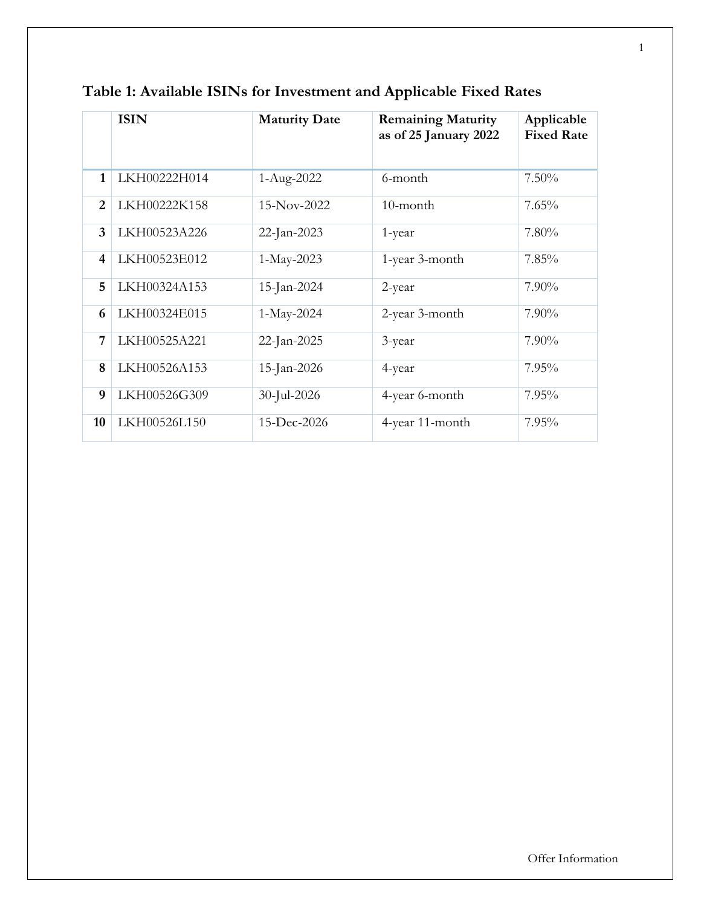### Table 1: Available ISINs for Investment and Applicable Fixed Rates

| | ISIN | Maturity Date | Remaining Maturity as of 25 January 2022 | Applicable Fixed Rate |
|---|---|---|---|---|
| 1 | LKH00222H014 | 1-Aug-2022 | 6-month | 7.50% |
| 2 | LKH00222K158 | 15-Nov-2022 | 10-month | 7.65% |
| 3 | LKH00523A226 | 22-Jan-2023 | 1-year | 7.80% |
| 4 | LKH00523E012 | 1-May-2023 | 1-year 3-month | 7.85% |
| 5 | LKH00324A153 | 15-Jan-2024 | 2-year | 7.90% |
| 6 | LKH00324E015 | 1-May-2024 | 2-year 3-month | 7.90% |
| 7 | LKH00525A221 | 22-Jan-2025 | 3-year | 7.90% |
| 8 | LKH00526A153 | 15-Jan-2026 | 4-year | 7.95% |
| 9 | LKH00526G309 | 30-Jul-2026 | 4-year 6-month | 7.95% |
| 10 | LKH00526L150 | 15-Dec-2026 | 4-year 11-month | 7.95% |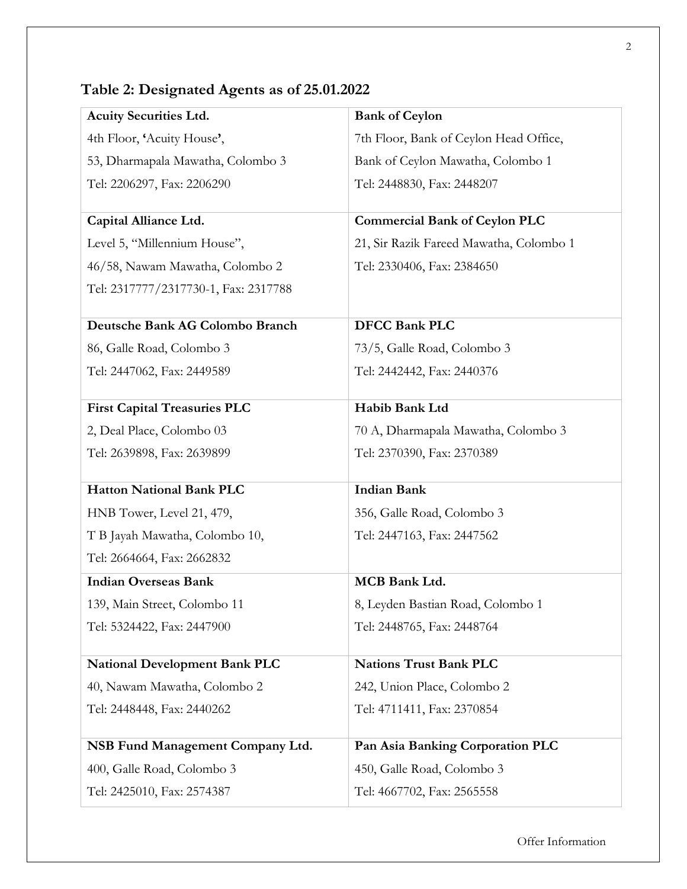## Table 2: Designated Agents as of 25.01.2022

| | |
|---|---|
| **Acuity Securities Ltd.**<br>4th Floor, **'**Acuity House**'**,<br>53, Dharmapala Mawatha, Colombo 3<br>Tel: 2206297, Fax: 2206290 | **Bank of Ceylon**<br>7th Floor, Bank of Ceylon Head Office,<br>Bank of Ceylon Mawatha, Colombo 1<br>Tel: 2448830, Fax: 2448207 |
| **Capital Alliance Ltd.**<br>Level 5, "Millennium House",<br>46/58, Nawam Mawatha, Colombo 2<br>Tel: 2317777/2317730-1, Fax: 2317788 | **Commercial Bank of Ceylon PLC**<br>21, Sir Razik Fareed Mawatha, Colombo 1<br>Tel: 2330406, Fax: 2384650 |
| **Deutsche Bank AG Colombo Branch**<br>86, Galle Road, Colombo 3<br>Tel: 2447062, Fax: 2449589 | **DFCC Bank PLC**<br>73/5, Galle Road, Colombo 3<br>Tel: 2442442, Fax: 2440376 |
| **First Capital Treasuries PLC**<br>2, Deal Place, Colombo 03<br>Tel: 2639898, Fax: 2639899 | **Habib Bank Ltd**<br>70 A, Dharmapala Mawatha, Colombo 3<br>Tel: 2370390, Fax: 2370389 |
| **Hatton National Bank PLC**<br>HNB Tower, Level 21, 479,<br>T B Jayah Mawatha, Colombo 10,<br>Tel: 2664664, Fax: 2662832 | **Indian Bank**<br>356, Galle Road, Colombo 3<br>Tel: 2447163, Fax: 2447562 |
| **Indian Overseas Bank**<br>139, Main Street, Colombo 11<br>Tel: 5324422, Fax: 2447900 | **MCB Bank Ltd.**<br>8, Leyden Bastian Road, Colombo 1<br>Tel: 2448765, Fax: 2448764 |
| **National Development Bank PLC**<br>40, Nawam Mawatha, Colombo 2<br>Tel: 2448448, Fax: 2440262 | **Nations Trust Bank PLC**<br>242, Union Place, Colombo 2<br>Tel: 4711411, Fax: 2370854 |
| **NSB Fund Management Company Ltd.**<br>400, Galle Road, Colombo 3<br>Tel: 2425010, Fax: 2574387 | **Pan Asia Banking Corporation PLC**<br>450, Galle Road, Colombo 3<br>Tel: 4667702, Fax: 2565558 |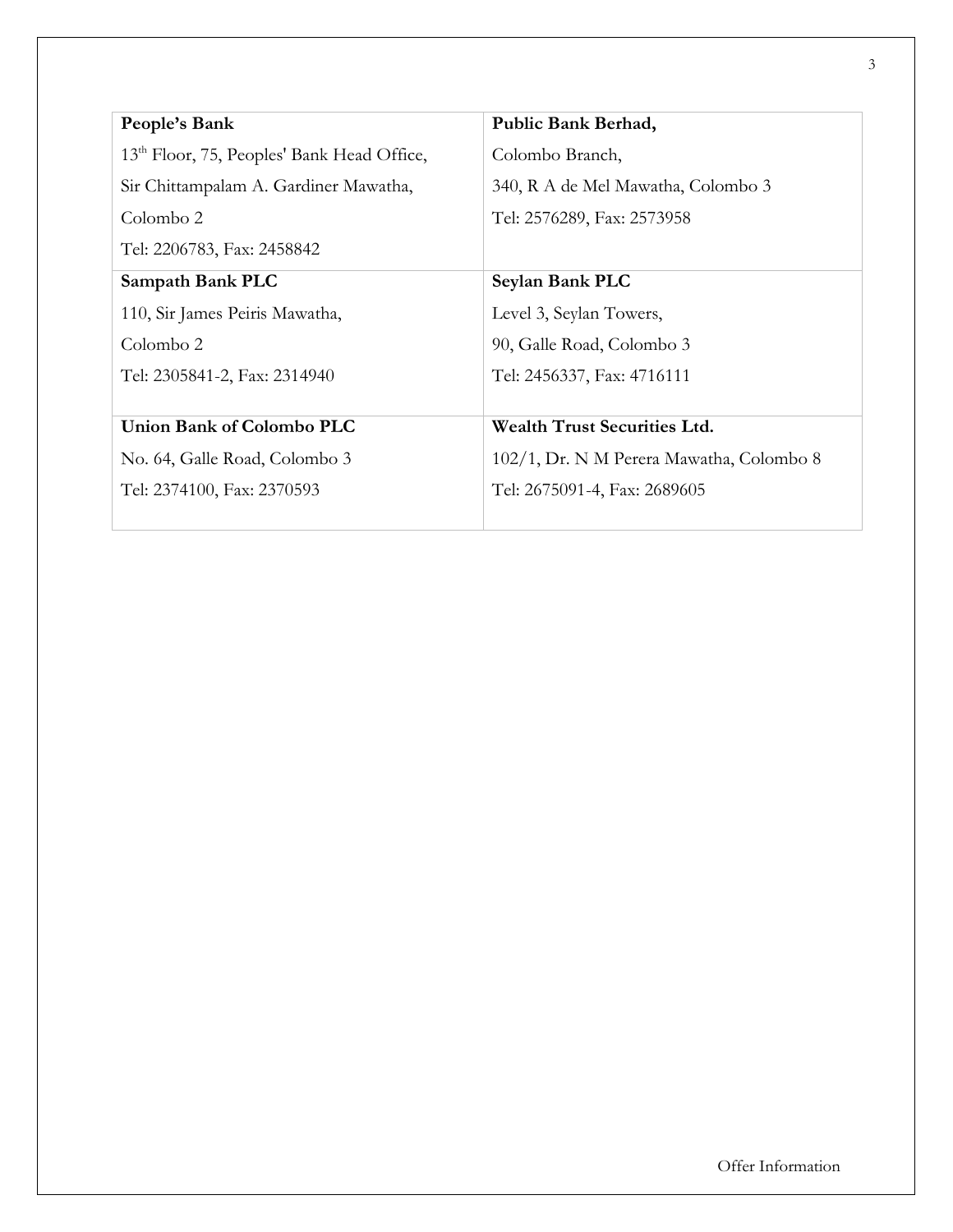| **People's Bank**<br>13th Floor, 75, Peoples' Bank Head Office,<br>Sir Chittampalam A. Gardiner Mawatha,<br>Colombo 2<br>Tel: 2206783, Fax: 2458842 | **Public Bank Berhad,**<br>Colombo Branch,<br>340, R A de Mel Mawatha, Colombo 3<br>Tel: 2576289, Fax: 2573958 |
|---|---|
| **Sampath Bank PLC**<br>110, Sir James Peiris Mawatha,<br>Colombo 2<br>Tel: 2305841-2, Fax: 2314940 | **Seylan Bank PLC**<br>Level 3, Seylan Towers,<br>90, Galle Road, Colombo 3<br>Tel: 2456337, Fax: 4716111 |
| **Union Bank of Colombo PLC**<br>No. 64, Galle Road, Colombo 3<br>Tel: 2374100, Fax: 2370593 | **Wealth Trust Securities Ltd.**<br>102/1, Dr. N M Perera Mawatha, Colombo 8<br>Tel: 2675091-4, Fax: 2689605 |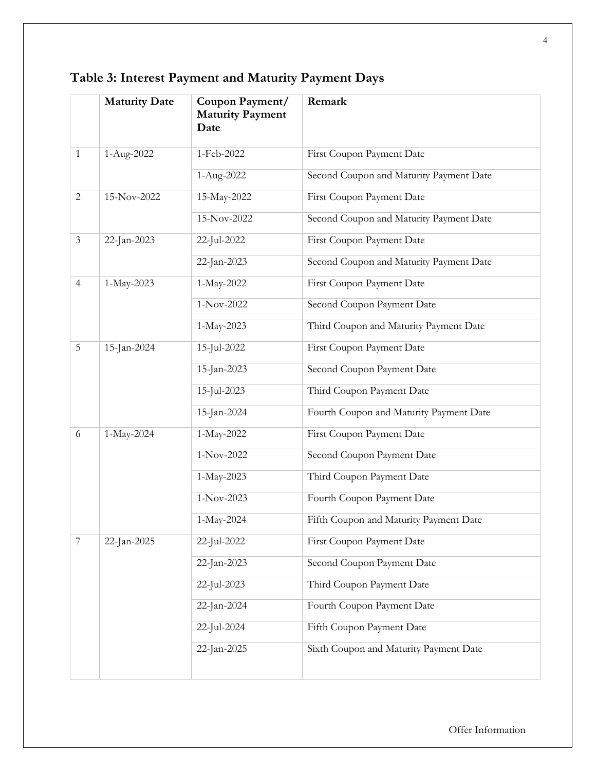## Table 3: Interest Payment and Maturity Payment Days

| | Maturity Date | Coupon Payment/ Maturity Payment Date | Remark |
|---|---|---|---|
| 1 | 1-Aug-2022 | 1-Feb-2022 | First Coupon Payment Date |
| | | 1-Aug-2022 | Second Coupon and Maturity Payment Date |
| 2 | 15-Nov-2022 | 15-May-2022 | First Coupon Payment Date |
| | | 15-Nov-2022 | Second Coupon and Maturity Payment Date |
| 3 | 22-Jan-2023 | 22-Jul-2022 | First Coupon Payment Date |
| | | 22-Jan-2023 | Second Coupon and Maturity Payment Date |
| 4 | 1-May-2023 | 1-May-2022 | First Coupon Payment Date |
| | | 1-Nov-2022 | Second Coupon Payment Date |
| | | 1-May-2023 | Third Coupon and Maturity Payment Date |
| 5 | 15-Jan-2024 | 15-Jul-2022 | First Coupon Payment Date |
| | | 15-Jan-2023 | Second Coupon Payment Date |
| | | 15-Jul-2023 | Third Coupon Payment Date |
| | | 15-Jan-2024 | Fourth Coupon and Maturity Payment Date |
| 6 | 1-May-2024 | 1-May-2022 | First Coupon Payment Date |
| | | 1-Nov-2022 | Second Coupon Payment Date |
| | | 1-May-2023 | Third Coupon Payment Date |
| | | 1-Nov-2023 | Fourth Coupon Payment Date |
| | | 1-May-2024 | Fifth Coupon and Maturity Payment Date |
| 7 | 22-Jan-2025 | 22-Jul-2022 | First Coupon Payment Date |
| | | 22-Jan-2023 | Second Coupon Payment Date |
| | | 22-Jul-2023 | Third Coupon Payment Date |
| | | 22-Jan-2024 | Fourth Coupon Payment Date |
| | | 22-Jul-2024 | Fifth Coupon Payment Date |
| | | 22-Jan-2025 | Sixth Coupon and Maturity Payment Date |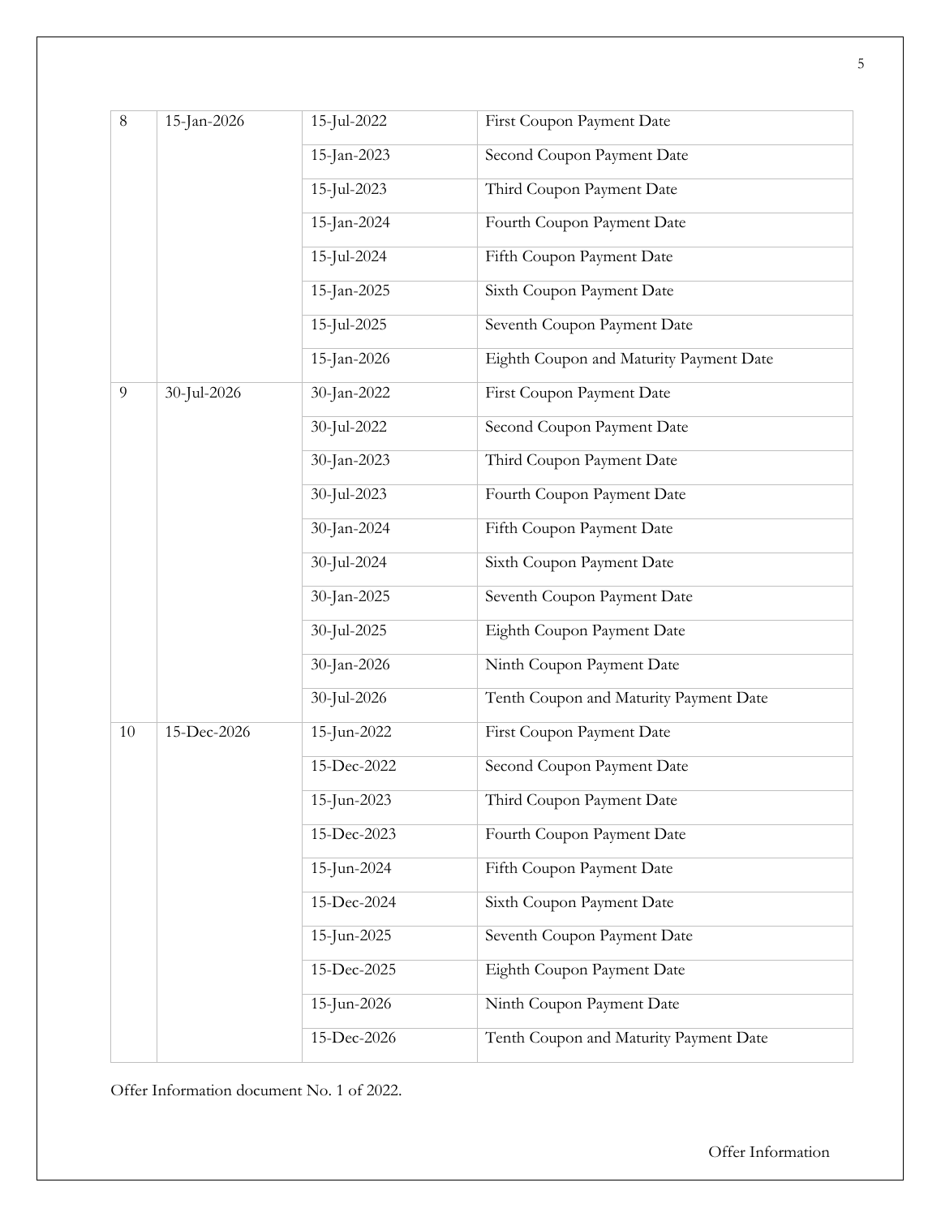| | | | |
|---|---|---|---|
| 8 | 15-Jan-2026 | 15-Jul-2022 | First Coupon Payment Date |
| | | 15-Jan-2023 | Second Coupon Payment Date |
| | | 15-Jul-2023 | Third Coupon Payment Date |
| | | 15-Jan-2024 | Fourth Coupon Payment Date |
| | | 15-Jul-2024 | Fifth Coupon Payment Date |
| | | 15-Jan-2025 | Sixth Coupon Payment Date |
| | | 15-Jul-2025 | Seventh Coupon Payment Date |
| | | 15-Jan-2026 | Eighth Coupon and Maturity Payment Date |
| 9 | 30-Jul-2026 | 30-Jan-2022 | First Coupon Payment Date |
| | | 30-Jul-2022 | Second Coupon Payment Date |
| | | 30-Jan-2023 | Third Coupon Payment Date |
| | | 30-Jul-2023 | Fourth Coupon Payment Date |
| | | 30-Jan-2024 | Fifth Coupon Payment Date |
| | | 30-Jul-2024 | Sixth Coupon Payment Date |
| | | 30-Jan-2025 | Seventh Coupon Payment Date |
| | | 30-Jul-2025 | Eighth Coupon Payment Date |
| | | 30-Jan-2026 | Ninth Coupon Payment Date |
| | | 30-Jul-2026 | Tenth Coupon and Maturity Payment Date |
| 10 | 15-Dec-2026 | 15-Jun-2022 | First Coupon Payment Date |
| | | 15-Dec-2022 | Second Coupon Payment Date |
| | | 15-Jun-2023 | Third Coupon Payment Date |
| | | 15-Dec-2023 | Fourth Coupon Payment Date |
| | | 15-Jun-2024 | Fifth Coupon Payment Date |
| | | 15-Dec-2024 | Sixth Coupon Payment Date |
| | | 15-Jun-2025 | Seventh Coupon Payment Date |
| | | 15-Dec-2025 | Eighth Coupon Payment Date |
| | | 15-Jun-2026 | Ninth Coupon Payment Date |
| | | 15-Dec-2026 | Tenth Coupon and Maturity Payment Date |

Offer Information document No. 1 of 2022.